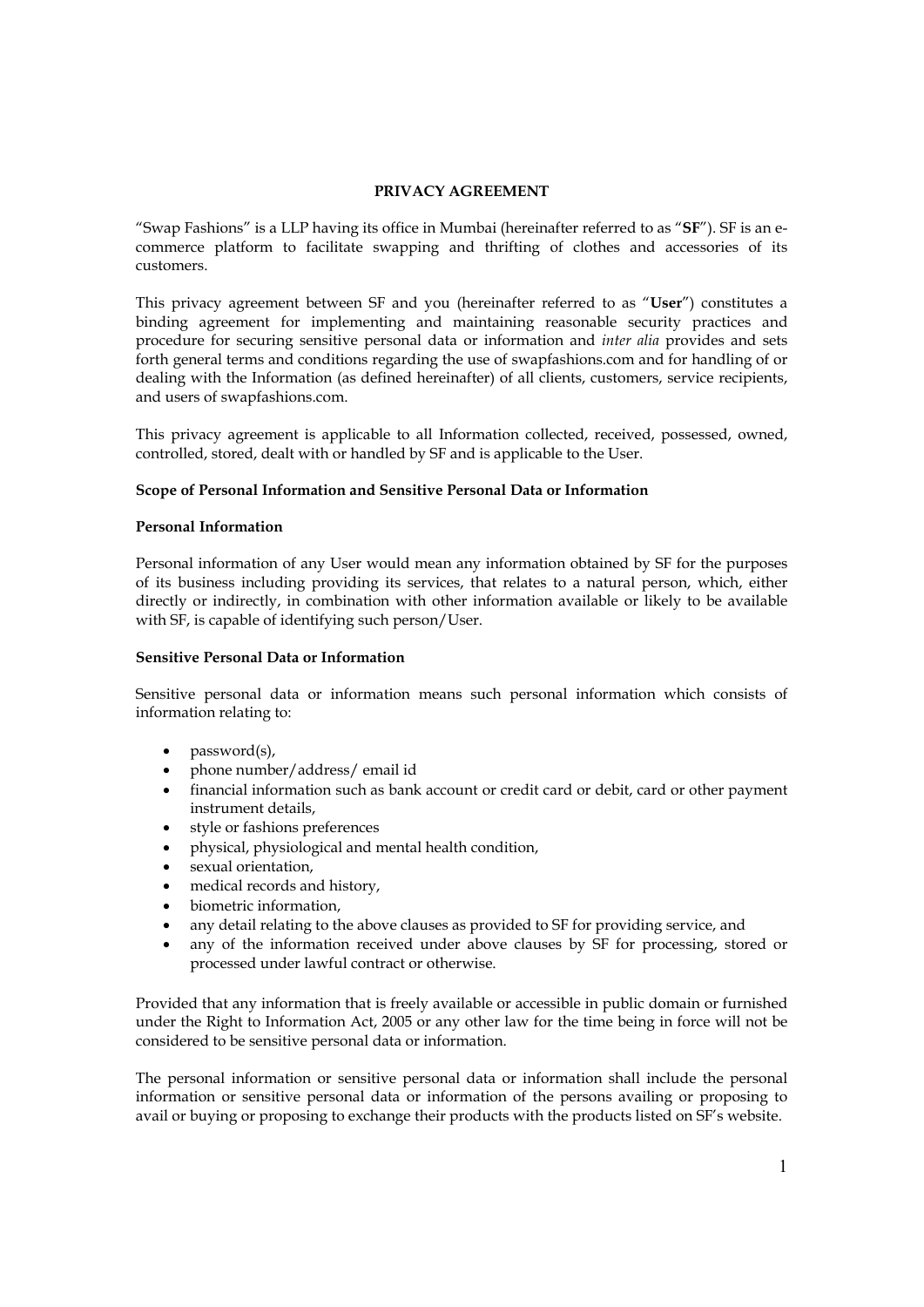# PRIVACY AGREEMENT

"Swap Fashions" is a LLP having its office in Mumbai (hereinafter referred to as "**SF**"). SF is an e-commerce platform to facilitate swapping and thrifting of clothes and accessories of its customers.

This privacy agreement between SF and you (hereinafter referred to as "**User**") constitutes a binding agreement for implementing and maintaining reasonable security practices and procedure for securing sensitive personal data or information and *inter alia* provides and sets forth general terms and conditions regarding the use of swapfashions.com and for handling of or dealing with the Information (as defined hereinafter) of all clients, customers, service recipients, and users of swapfashions.com.

This privacy agreement is applicable to all Information collected, received, possessed, owned, controlled, stored, dealt with or handled by SF and is applicable to the User.

## Scope of Personal Information and Sensitive Personal Data or Information

### Personal Information

Personal information of any User would mean any information obtained by SF for the purposes of its business including providing its services, that relates to a natural person, which, either directly or indirectly, in combination with other information available or likely to be available with SF, is capable of identifying such person/User.

### Sensitive Personal Data or Information

Sensitive personal data or information means such personal information which consists of information relating to:

- password(s),
- phone number/address/ email id
- financial information such as bank account or credit card or debit, card or other payment instrument details,
- style or fashions preferences
- physical, physiological and mental health condition,
- sexual orientation,
- medical records and history,
- biometric information,
- any detail relating to the above clauses as provided to SF for providing service, and
- any of the information received under above clauses by SF for processing, stored or processed under lawful contract or otherwise.

Provided that any information that is freely available or accessible in public domain or furnished under the Right to Information Act, 2005 or any other law for the time being in force will not be considered to be sensitive personal data or information.

The personal information or sensitive personal data or information shall include the personal information or sensitive personal data or information of the persons availing or proposing to avail or buying or proposing to exchange their products with the products listed on SF's website.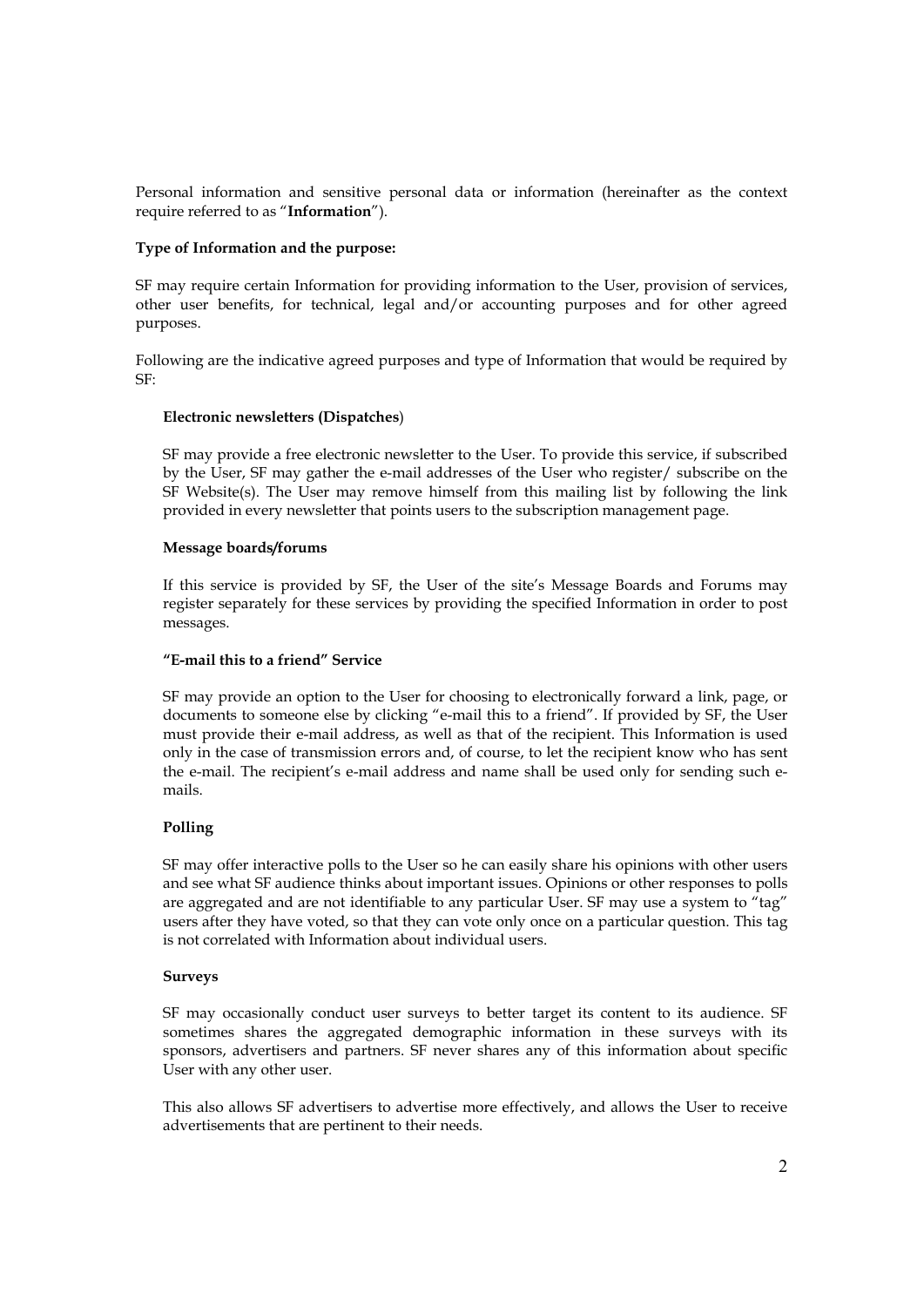Personal information and sensitive personal data or information (hereinafter as the context require referred to as "**Information**").

**Type of Information and the purpose:**

SF may require certain Information for providing information to the User, provision of services, other user benefits, for technical, legal and/or accounting purposes and for other agreed purposes.

Following are the indicative agreed purposes and type of Information that would be required by SF:

**Electronic newsletters (Dispatches**)

SF may provide a free electronic newsletter to the User. To provide this service, if subscribed by the User, SF may gather the e-mail addresses of the User who register/ subscribe on the SF Website(s). The User may remove himself from this mailing list by following the link provided in every newsletter that points users to the subscription management page.

**Message boards/forums**

If this service is provided by SF, the User of the site's Message Boards and Forums may register separately for these services by providing the specified Information in order to post messages.

**"E-mail this to a friend" Service**

SF may provide an option to the User for choosing to electronically forward a link, page, or documents to someone else by clicking "e-mail this to a friend". If provided by SF, the User must provide their e-mail address, as well as that of the recipient. This Information is used only in the case of transmission errors and, of course, to let the recipient know who has sent the e-mail. The recipient's e-mail address and name shall be used only for sending such e-mails.

**Polling**

SF may offer interactive polls to the User so he can easily share his opinions with other users and see what SF audience thinks about important issues. Opinions or other responses to polls are aggregated and are not identifiable to any particular User. SF may use a system to "tag" users after they have voted, so that they can vote only once on a particular question. This tag is not correlated with Information about individual users.

**Surveys**

SF may occasionally conduct user surveys to better target its content to its audience. SF sometimes shares the aggregated demographic information in these surveys with its sponsors, advertisers and partners. SF never shares any of this information about specific User with any other user.

This also allows SF advertisers to advertise more effectively, and allows the User to receive advertisements that are pertinent to their needs.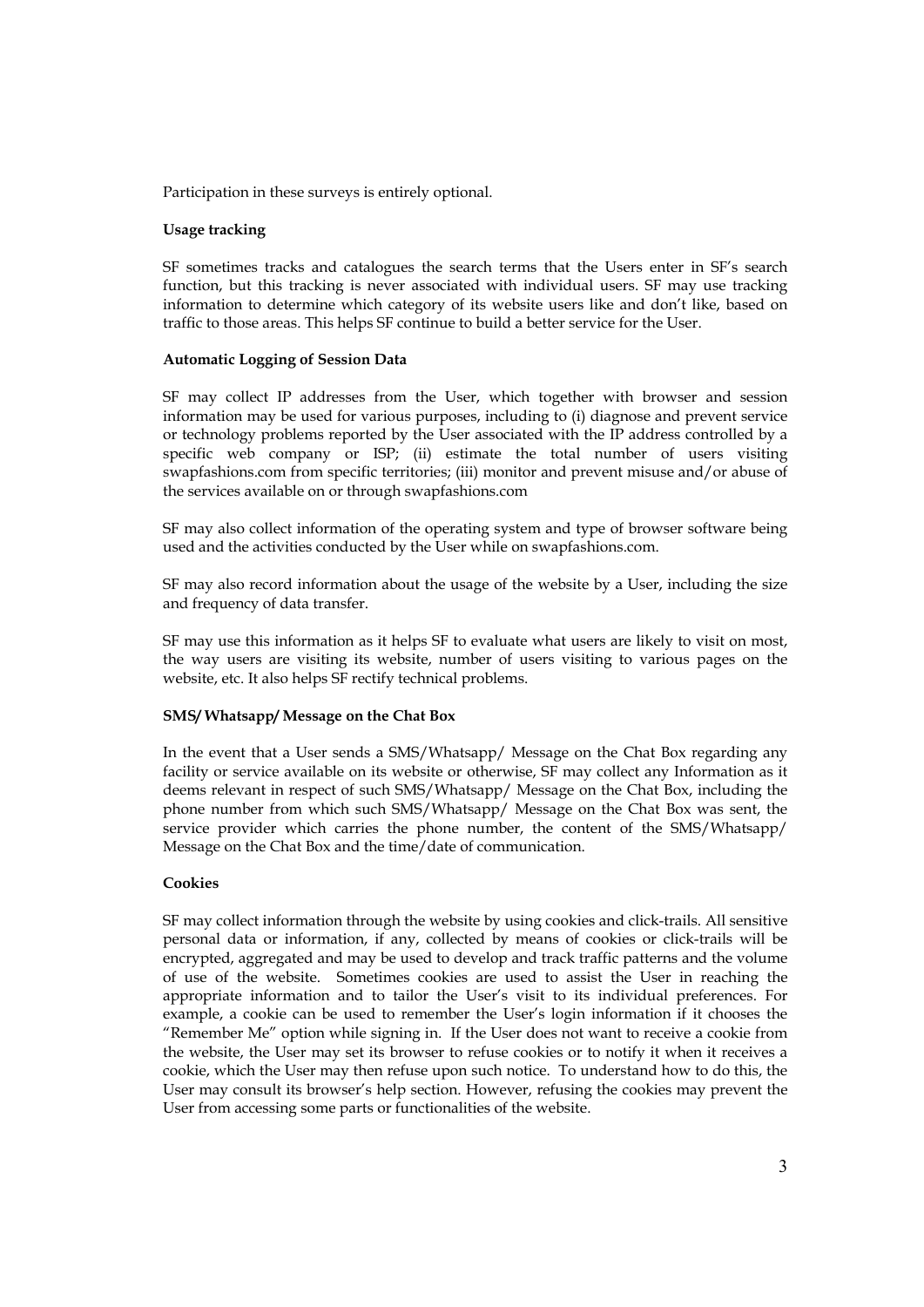Participation in these surveys is entirely optional.

**Usage tracking**

SF sometimes tracks and catalogues the search terms that the Users enter in SF's search function, but this tracking is never associated with individual users. SF may use tracking information to determine which category of its website users like and don't like, based on traffic to those areas. This helps SF continue to build a better service for the User.

**Automatic Logging of Session Data**

SF may collect IP addresses from the User, which together with browser and session information may be used for various purposes, including to (i) diagnose and prevent service or technology problems reported by the User associated with the IP address controlled by a specific web company or ISP; (ii) estimate the total number of users visiting swapfashions.com from specific territories; (iii) monitor and prevent misuse and/or abuse of the services available on or through swapfashions.com

SF may also collect information of the operating system and type of browser software being used and the activities conducted by the User while on swapfashions.com.

SF may also record information about the usage of the website by a User, including the size and frequency of data transfer.

SF may use this information as it helps SF to evaluate what users are likely to visit on most, the way users are visiting its website, number of users visiting to various pages on the website, etc. It also helps SF rectify technical problems.

**SMS/ Whatsapp/ Message on the Chat Box**

In the event that a User sends a SMS/Whatsapp/ Message on the Chat Box regarding any facility or service available on its website or otherwise, SF may collect any Information as it deems relevant in respect of such SMS/Whatsapp/ Message on the Chat Box, including the phone number from which such SMS/Whatsapp/ Message on the Chat Box was sent, the service provider which carries the phone number, the content of the SMS/Whatsapp/ Message on the Chat Box and the time/date of communication.

**Cookies**

SF may collect information through the website by using cookies and click-trails. All sensitive personal data or information, if any, collected by means of cookies or click-trails will be encrypted, aggregated and may be used to develop and track traffic patterns and the volume of use of the website. Sometimes cookies are used to assist the User in reaching the appropriate information and to tailor the User's visit to its individual preferences. For example, a cookie can be used to remember the User's login information if it chooses the "Remember Me" option while signing in. If the User does not want to receive a cookie from the website, the User may set its browser to refuse cookies or to notify it when it receives a cookie, which the User may then refuse upon such notice. To understand how to do this, the User may consult its browser's help section. However, refusing the cookies may prevent the User from accessing some parts or functionalities of the website.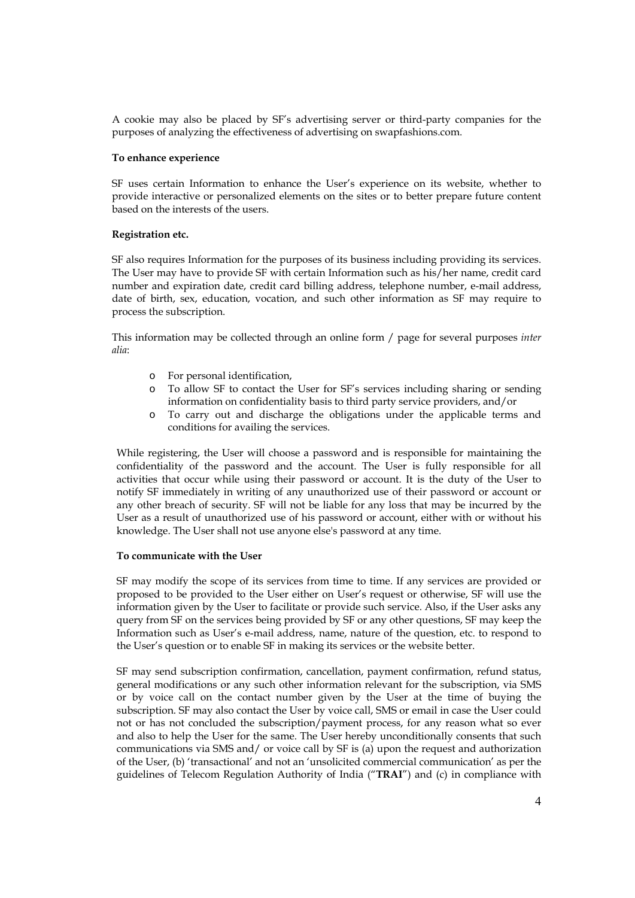A cookie may also be placed by SF's advertising server or third-party companies for the purposes of analyzing the effectiveness of advertising on swapfashions.com.

**To enhance experience**

SF uses certain Information to enhance the User's experience on its website, whether to provide interactive or personalized elements on the sites or to better prepare future content based on the interests of the users.

**Registration etc.**

SF also requires Information for the purposes of its business including providing its services. The User may have to provide SF with certain Information such as his/her name, credit card number and expiration date, credit card billing address, telephone number, e-mail address, date of birth, sex, education, vocation, and such other information as SF may require to process the subscription.

This information may be collected through an online form / page for several purposes *inter alia*:

- For personal identification,
- To allow SF to contact the User for SF's services including sharing or sending information on confidentiality basis to third party service providers, and/or
- To carry out and discharge the obligations under the applicable terms and conditions for availing the services.

While registering, the User will choose a password and is responsible for maintaining the confidentiality of the password and the account. The User is fully responsible for all activities that occur while using their password or account. It is the duty of the User to notify SF immediately in writing of any unauthorized use of their password or account or any other breach of security. SF will not be liable for any loss that may be incurred by the User as a result of unauthorized use of his password or account, either with or without his knowledge. The User shall not use anyone else's password at any time.

**To communicate with the User**

SF may modify the scope of its services from time to time. If any services are provided or proposed to be provided to the User either on User's request or otherwise, SF will use the information given by the User to facilitate or provide such service. Also, if the User asks any query from SF on the services being provided by SF or any other questions, SF may keep the Information such as User's e-mail address, name, nature of the question, etc. to respond to the User's question or to enable SF in making its services or the website better.

SF may send subscription confirmation, cancellation, payment confirmation, refund status, general modifications or any such other information relevant for the subscription, via SMS or by voice call on the contact number given by the User at the time of buying the subscription. SF may also contact the User by voice call, SMS or email in case the User could not or has not concluded the subscription/payment process, for any reason what so ever and also to help the User for the same. The User hereby unconditionally consents that such communications via SMS and/ or voice call by SF is (a) upon the request and authorization of the User, (b) 'transactional' and not an 'unsolicited commercial communication' as per the guidelines of Telecom Regulation Authority of India ("**TRAI**") and (c) in compliance with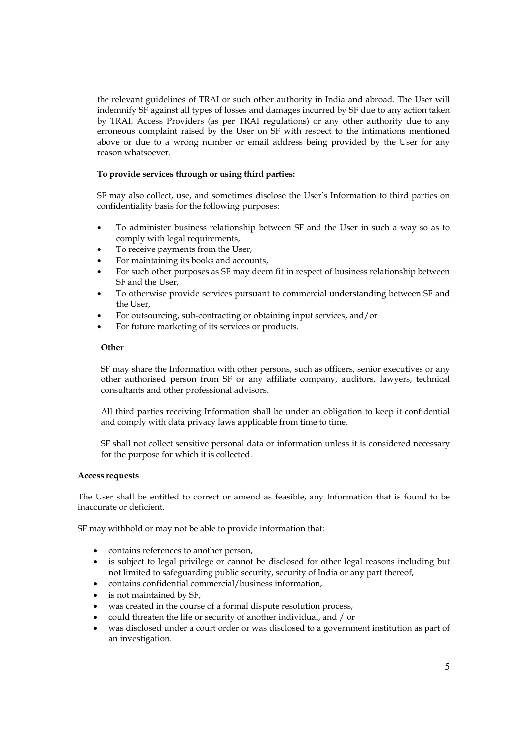the relevant guidelines of TRAI or such other authority in India and abroad. The User will indemnify SF against all types of losses and damages incurred by SF due to any action taken by TRAI, Access Providers (as per TRAI regulations) or any other authority due to any erroneous complaint raised by the User on SF with respect to the intimations mentioned above or due to a wrong number or email address being provided by the User for any reason whatsoever.

**To provide services through or using third parties:**

SF may also collect, use, and sometimes disclose the User's Information to third parties on confidentiality basis for the following purposes:

- To administer business relationship between SF and the User in such a way so as to comply with legal requirements,
- To receive payments from the User,
- For maintaining its books and accounts,
- For such other purposes as SF may deem fit in respect of business relationship between SF and the User,
- To otherwise provide services pursuant to commercial understanding between SF and the User,
- For outsourcing, sub-contracting or obtaining input services, and/or
- For future marketing of its services or products.

**Other**

SF may share the Information with other persons, such as officers, senior executives or any other authorised person from SF or any affiliate company, auditors, lawyers, technical consultants and other professional advisors.

All third parties receiving Information shall be under an obligation to keep it confidential and comply with data privacy laws applicable from time to time.

SF shall not collect sensitive personal data or information unless it is considered necessary for the purpose for which it is collected.

**Access requests**

The User shall be entitled to correct or amend as feasible, any Information that is found to be inaccurate or deficient.

SF may withhold or may not be able to provide information that:

- contains references to another person,
- is subject to legal privilege or cannot be disclosed for other legal reasons including but not limited to safeguarding public security, security of India or any part thereof,
- contains confidential commercial/business information,
- is not maintained by SF,
- was created in the course of a formal dispute resolution process,
- could threaten the life or security of another individual, and / or
- was disclosed under a court order or was disclosed to a government institution as part of an investigation.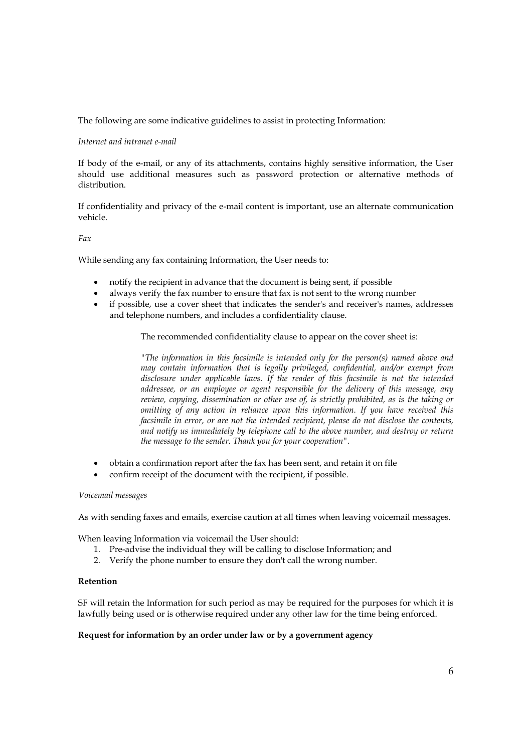The following are some indicative guidelines to assist in protecting Information:

*Internet and intranet e-mail*

If body of the e-mail, or any of its attachments, contains highly sensitive information, the User should use additional measures such as password protection or alternative methods of distribution.

If confidentiality and privacy of the e-mail content is important, use an alternate communication vehicle.

*Fax*

While sending any fax containing Information, the User needs to:

- notify the recipient in advance that the document is being sent, if possible
- always verify the fax number to ensure that fax is not sent to the wrong number
- if possible, use a cover sheet that indicates the sender's and receiver's names, addresses and telephone numbers, and includes a confidentiality clause.

  The recommended confidentiality clause to appear on the cover sheet is:

  *"The information in this facsimile is intended only for the person(s) named above and may contain information that is legally privileged, confidential, and/or exempt from disclosure under applicable laws. If the reader of this facsimile is not the intended addressee, or an employee or agent responsible for the delivery of this message, any review, copying, dissemination or other use of, is strictly prohibited, as is the taking or omitting of any action in reliance upon this information. If you have received this facsimile in error, or are not the intended recipient, please do not disclose the contents, and notify us immediately by telephone call to the above number, and destroy or return the message to the sender. Thank you for your cooperation".*

- obtain a confirmation report after the fax has been sent, and retain it on file
- confirm receipt of the document with the recipient, if possible.

*Voicemail messages*

As with sending faxes and emails, exercise caution at all times when leaving voicemail messages.

When leaving Information via voicemail the User should:

1. Pre-advise the individual they will be calling to disclose Information; and
2. Verify the phone number to ensure they don't call the wrong number.

**Retention**

SF will retain the Information for such period as may be required for the purposes for which it is lawfully being used or is otherwise required under any other law for the time being enforced.

**Request for information by an order under law or by a government agency**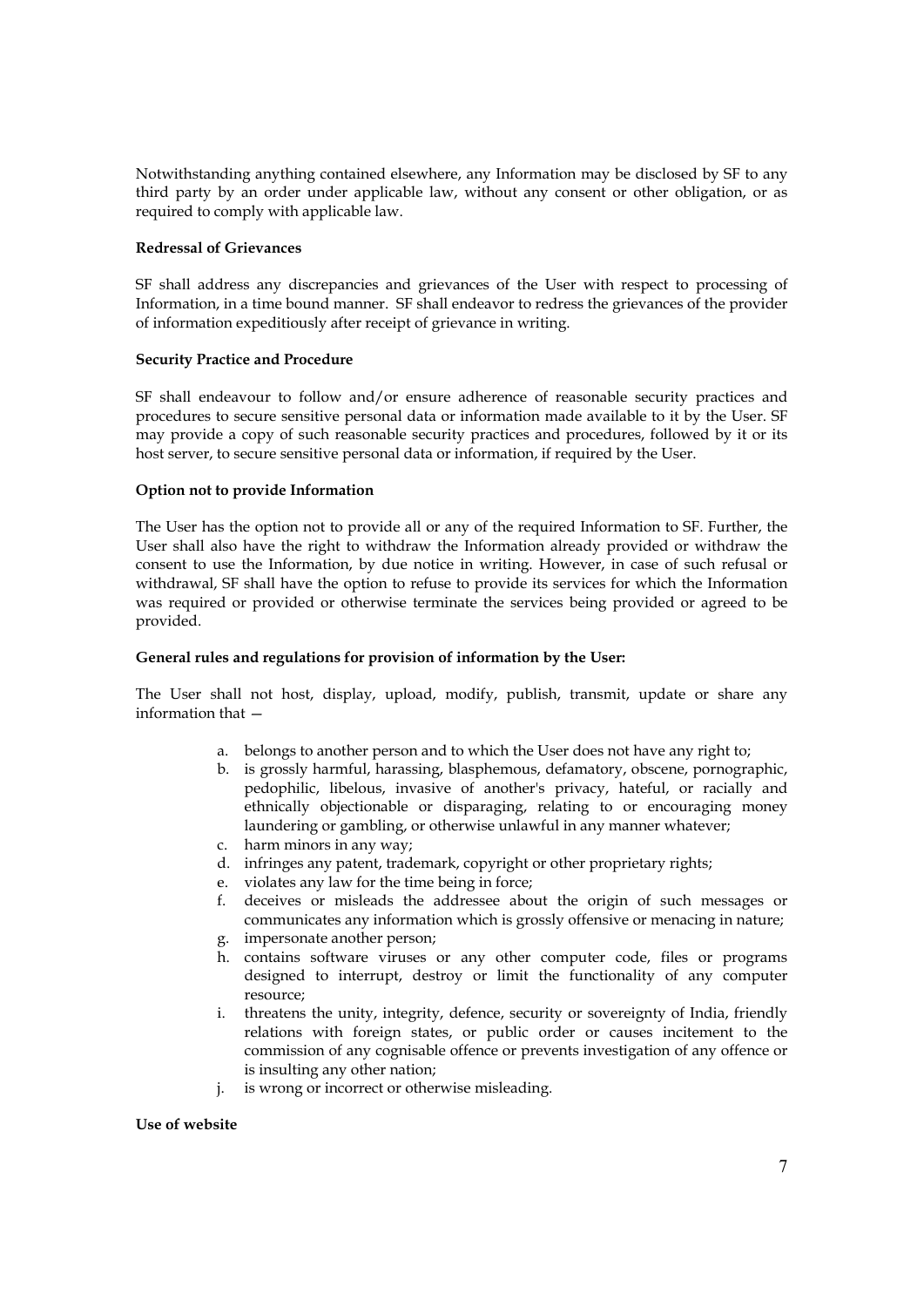Notwithstanding anything contained elsewhere, any Information may be disclosed by SF to any third party by an order under applicable law, without any consent or other obligation, or as required to comply with applicable law.

**Redressal of Grievances**

SF shall address any discrepancies and grievances of the User with respect to processing of Information, in a time bound manner. SF shall endeavor to redress the grievances of the provider of information expeditiously after receipt of grievance in writing.

**Security Practice and Procedure**

SF shall endeavour to follow and/or ensure adherence of reasonable security practices and procedures to secure sensitive personal data or information made available to it by the User. SF may provide a copy of such reasonable security practices and procedures, followed by it or its host server, to secure sensitive personal data or information, if required by the User.

**Option not to provide Information**

The User has the option not to provide all or any of the required Information to SF. Further, the User shall also have the right to withdraw the Information already provided or withdraw the consent to use the Information, by due notice in writing. However, in case of such refusal or withdrawal, SF shall have the option to refuse to provide its services for which the Information was required or provided or otherwise terminate the services being provided or agreed to be provided.

**General rules and regulations for provision of information by the User:**

The User shall not host, display, upload, modify, publish, transmit, update or share any information that —

a. belongs to another person and to which the User does not have any right to;
b. is grossly harmful, harassing, blasphemous, defamatory, obscene, pornographic, pedophilic, libelous, invasive of another's privacy, hateful, or racially and ethnically objectionable or disparaging, relating to or encouraging money laundering or gambling, or otherwise unlawful in any manner whatever;
c. harm minors in any way;
d. infringes any patent, trademark, copyright or other proprietary rights;
e. violates any law for the time being in force;
f. deceives or misleads the addressee about the origin of such messages or communicates any information which is grossly offensive or menacing in nature;
g. impersonate another person;
h. contains software viruses or any other computer code, files or programs designed to interrupt, destroy or limit the functionality of any computer resource;
i. threatens the unity, integrity, defence, security or sovereignty of India, friendly relations with foreign states, or public order or causes incitement to the commission of any cognisable offence or prevents investigation of any offence or is insulting any other nation;
j. is wrong or incorrect or otherwise misleading.

**Use of website**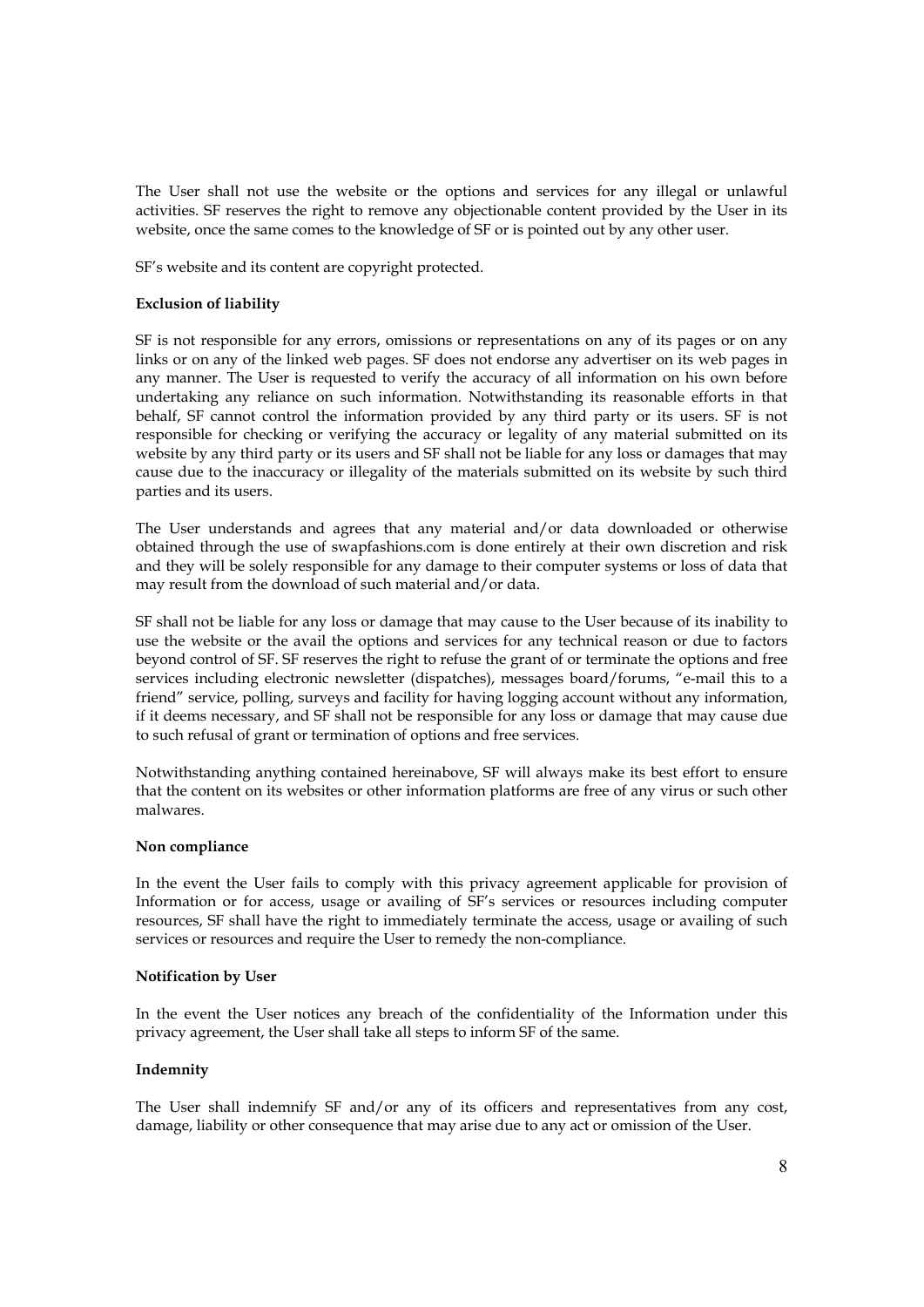The User shall not use the website or the options and services for any illegal or unlawful activities. SF reserves the right to remove any objectionable content provided by the User in its website, once the same comes to the knowledge of SF or is pointed out by any other user.

SF's website and its content are copyright protected.

**Exclusion of liability**

SF is not responsible for any errors, omissions or representations on any of its pages or on any links or on any of the linked web pages. SF does not endorse any advertiser on its web pages in any manner. The User is requested to verify the accuracy of all information on his own before undertaking any reliance on such information. Notwithstanding its reasonable efforts in that behalf, SF cannot control the information provided by any third party or its users. SF is not responsible for checking or verifying the accuracy or legality of any material submitted on its website by any third party or its users and SF shall not be liable for any loss or damages that may cause due to the inaccuracy or illegality of the materials submitted on its website by such third parties and its users.

The User understands and agrees that any material and/or data downloaded or otherwise obtained through the use of swapfashions.com is done entirely at their own discretion and risk and they will be solely responsible for any damage to their computer systems or loss of data that may result from the download of such material and/or data.

SF shall not be liable for any loss or damage that may cause to the User because of its inability to use the website or the avail the options and services for any technical reason or due to factors beyond control of SF. SF reserves the right to refuse the grant of or terminate the options and free services including electronic newsletter (dispatches), messages board/forums, "e-mail this to a friend" service, polling, surveys and facility for having logging account without any information, if it deems necessary, and SF shall not be responsible for any loss or damage that may cause due to such refusal of grant or termination of options and free services.

Notwithstanding anything contained hereinabove, SF will always make its best effort to ensure that the content on its websites or other information platforms are free of any virus or such other malwares.

**Non compliance**

In the event the User fails to comply with this privacy agreement applicable for provision of Information or for access, usage or availing of SF's services or resources including computer resources, SF shall have the right to immediately terminate the access, usage or availing of such services or resources and require the User to remedy the non-compliance.

**Notification by User**

In the event the User notices any breach of the confidentiality of the Information under this privacy agreement, the User shall take all steps to inform SF of the same.

**Indemnity**

The User shall indemnify SF and/or any of its officers and representatives from any cost, damage, liability or other consequence that may arise due to any act or omission of the User.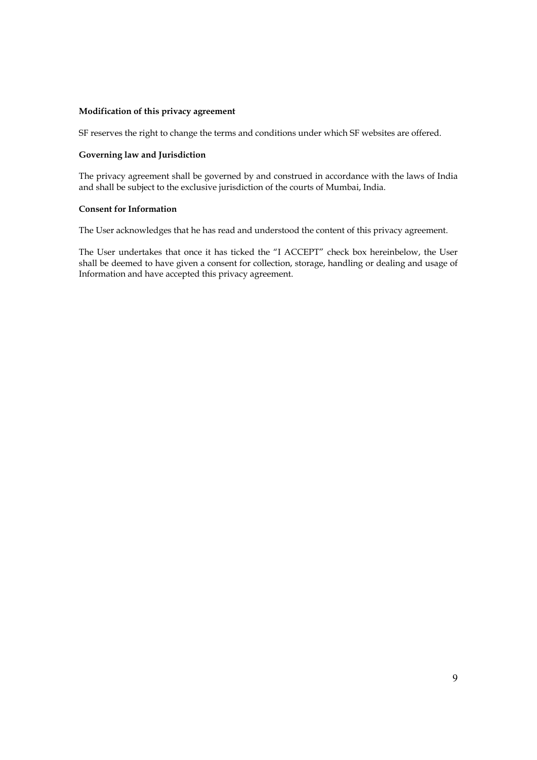**Modification of this privacy agreement**

SF reserves the right to change the terms and conditions under which SF websites are offered.

**Governing law and Jurisdiction**

The privacy agreement shall be governed by and construed in accordance with the laws of India and shall be subject to the exclusive jurisdiction of the courts of Mumbai, India.

**Consent for Information**

The User acknowledges that he has read and understood the content of this privacy agreement.

The User undertakes that once it has ticked the "I ACCEPT" check box hereinbelow, the User shall be deemed to have given a consent for collection, storage, handling or dealing and usage of Information and have accepted this privacy agreement.